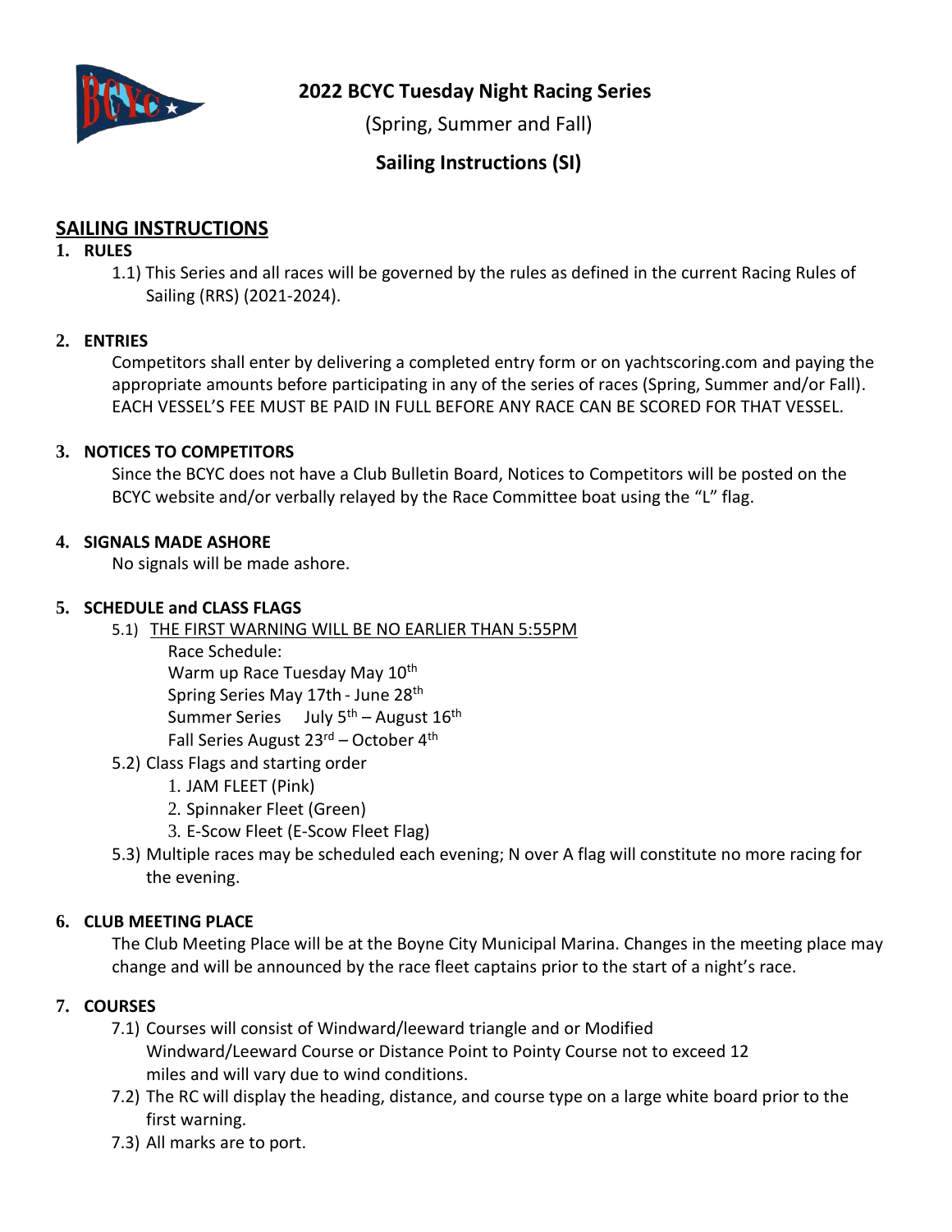# 2022 BCYC Tuesday Night Racing Series

(Spring, Summer and Fall)

**Sailing Instructions (SI)**

## SAILING INSTRUCTIONS

### 1. RULES

1.1) This Series and all races will be governed by the rules as defined in the current Racing Rules of Sailing (RRS) (2021-2024).

### 2. ENTRIES

Competitors shall enter by delivering a completed entry form or on yachtscoring.com and paying the appropriate amounts before participating in any of the series of races (Spring, Summer and/or Fall). EACH VESSEL'S FEE MUST BE PAID IN FULL BEFORE ANY RACE CAN BE SCORED FOR THAT VESSEL.

### 3. NOTICES TO COMPETITORS

Since the BCYC does not have a Club Bulletin Board, Notices to Competitors will be posted on the BCYC website and/or verbally relayed by the Race Committee boat using the "L" flag.

### 4. SIGNALS MADE ASHORE

No signals will be made ashore.

### 5. SCHEDULE and CLASS FLAGS

5.1) <u>THE FIRST WARNING WILL BE NO EARLIER THAN 5:55PM</u>

Race Schedule:
Warm up Race Tuesday May 10th
Spring Series May 17th - June 28th
Summer Series July 5th – August 16th
Fall Series August 23rd – October 4th

5.2) Class Flags and starting order

1. JAM FLEET (Pink)
2. Spinnaker Fleet (Green)
3. E-Scow Fleet (E-Scow Fleet Flag)

5.3) Multiple races may be scheduled each evening; N over A flag will constitute no more racing for the evening.

### 6. CLUB MEETING PLACE

The Club Meeting Place will be at the Boyne City Municipal Marina. Changes in the meeting place may change and will be announced by the race fleet captains prior to the start of a night's race.

### 7. COURSES

7.1) Courses will consist of Windward/leeward triangle and or Modified Windward/Leeward Course or Distance Point to Pointy Course not to exceed 12 miles and will vary due to wind conditions.

7.2) The RC will display the heading, distance, and course type on a large white board prior to the first warning.

7.3) All marks are to port.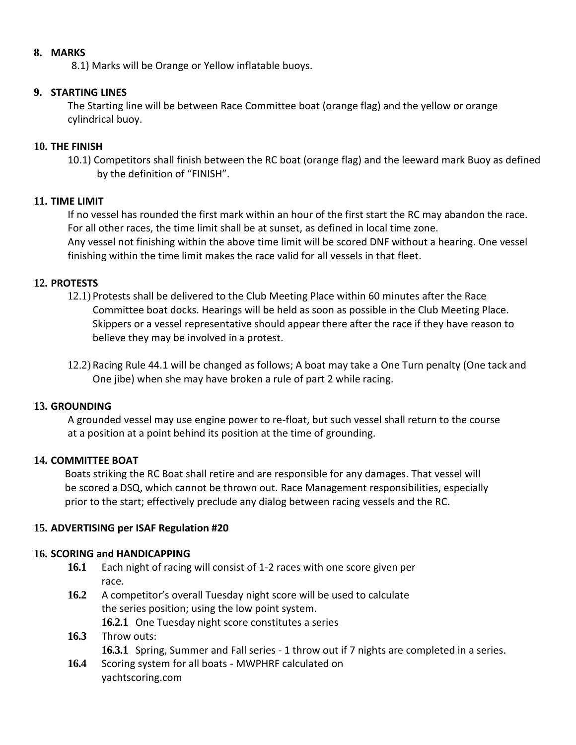## 8. MARKS

8.1) Marks will be Orange or Yellow inflatable buoys.

## 9. STARTING LINES

The Starting line will be between Race Committee boat (orange flag) and the yellow or orange cylindrical buoy.

## 10. THE FINISH

10.1) Competitors shall finish between the RC boat (orange flag) and the leeward mark Buoy as defined by the definition of "FINISH".

## 11. TIME LIMIT

If no vessel has rounded the first mark within an hour of the first start the RC may abandon the race. For all other races, the time limit shall be at sunset, as defined in local time zone.
Any vessel not finishing within the above time limit will be scored DNF without a hearing. One vessel finishing within the time limit makes the race valid for all vessels in that fleet.

## 12. PROTESTS

12.1) Protests shall be delivered to the Club Meeting Place within 60 minutes after the Race Committee boat docks. Hearings will be held as soon as possible in the Club Meeting Place. Skippers or a vessel representative should appear there after the race if they have reason to believe they may be involved in a protest.

12.2) Racing Rule 44.1 will be changed as follows; A boat may take a One Turn penalty (One tack and One jibe) when she may have broken a rule of part 2 while racing.

## 13. GROUNDING

A grounded vessel may use engine power to re-float, but such vessel shall return to the course at a position at a point behind its position at the time of grounding.

## 14. COMMITTEE BOAT

Boats striking the RC Boat shall retire and are responsible for any damages. That vessel will be scored a DSQ, which cannot be thrown out. Race Management responsibilities, especially prior to the start; effectively preclude any dialog between racing vessels and the RC.

## 15. ADVERTISING per ISAF Regulation #20

## 16. SCORING and HANDICAPPING

**16.1** Each night of racing will consist of 1-2 races with one score given per race.

**16.2** A competitor's overall Tuesday night score will be used to calculate the series position; using the low point system.

- **16.2.1** One Tuesday night score constitutes a series

**16.3** Throw outs:

- **16.3.1** Spring, Summer and Fall series - 1 throw out if 7 nights are completed in a series.

**16.4** Scoring system for all boats - MWPHRF calculated on yachtscoring.com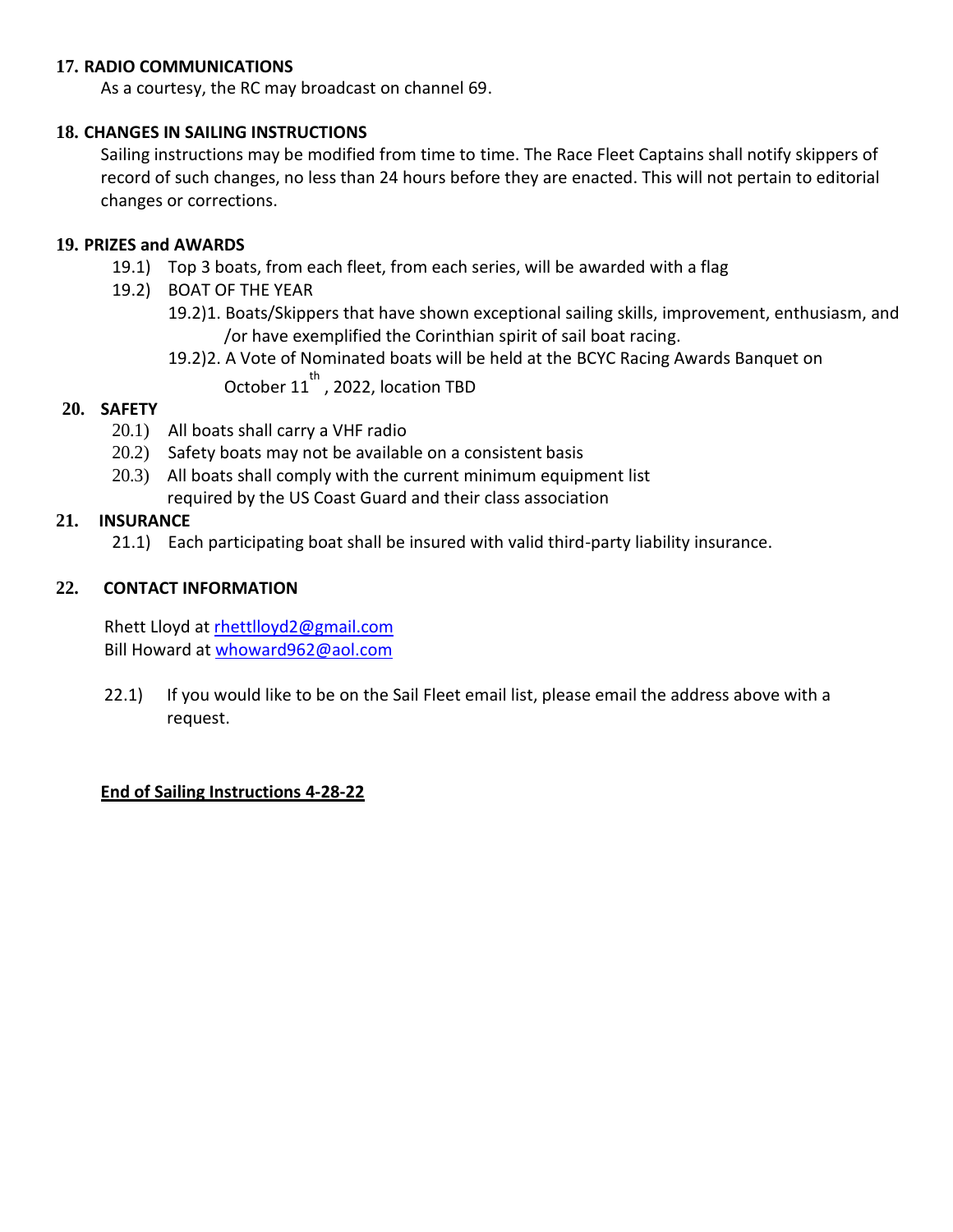**17. RADIO COMMUNICATIONS**

As a courtesy, the RC may broadcast on channel 69.

**18. CHANGES IN SAILING INSTRUCTIONS**

Sailing instructions may be modified from time to time. The Race Fleet Captains shall notify skippers of record of such changes, no less than 24 hours before they are enacted. This will not pertain to editorial changes or corrections.

**19. PRIZES and AWARDS**

19.1) Top 3 boats, from each fleet, from each series, will be awarded with a flag

19.2) BOAT OF THE YEAR

19.2)1. Boats/Skippers that have shown exceptional sailing skills, improvement, enthusiasm, and /or have exemplified the Corinthian spirit of sail boat racing.

19.2)2. A Vote of Nominated boats will be held at the BCYC Racing Awards Banquet on October 11th, 2022, location TBD

**20. SAFETY**

20.1) All boats shall carry a VHF radio

20.2) Safety boats may not be available on a consistent basis

20.3) All boats shall comply with the current minimum equipment list required by the US Coast Guard and their class association

**21. INSURANCE**

21.1) Each participating boat shall be insured with valid third-party liability insurance.

**22. CONTACT INFORMATION**

Rhett Lloyd at rhettlloyd2@gmail.com
Bill Howard at whoward962@aol.com

22.1) If you would like to be on the Sail Fleet email list, please email the address above with a request.

**End of Sailing Instructions 4-28-22**